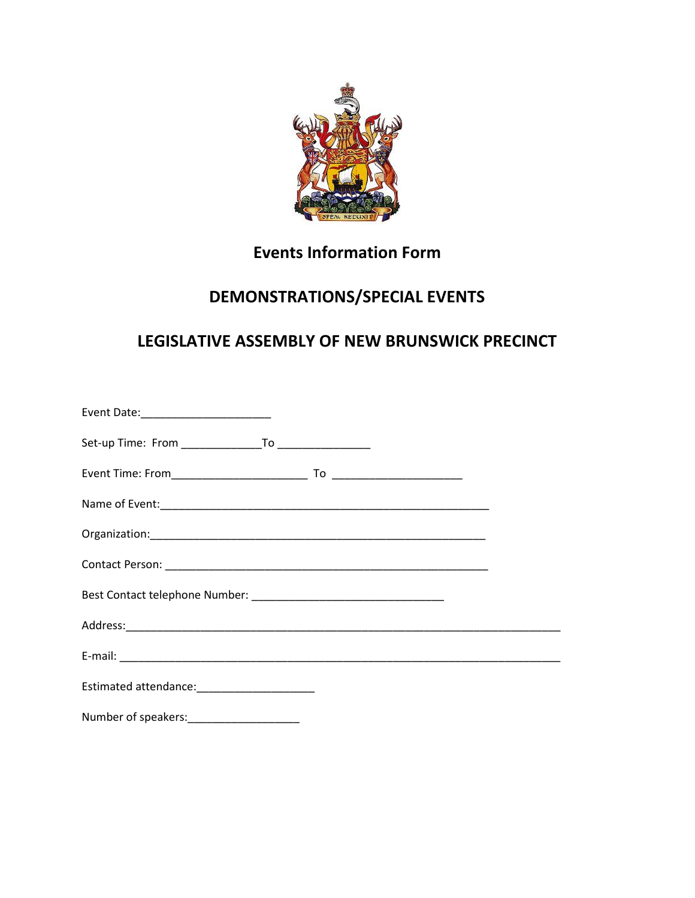# Events Information Form

## DEMONSTRATIONS/SPECIAL EVENTS

## LEGISLATIVE ASSEMBLY OF NEW BRUNSWICK PRECINCT

Event Date:_____________________

Set-up Time: From _____________To _______________

Event Time: From______________________ To ______________________

Name of Event:_______________________________________________________

Organization:________________________________________________________

Contact Person: ______________________________________________________

Best Contact telephone Number: ________________________________

Address:_____________________________________________________________________

E-mail: _____________________________________________________________________

Estimated attendance:___________________

Number of speakers:__________________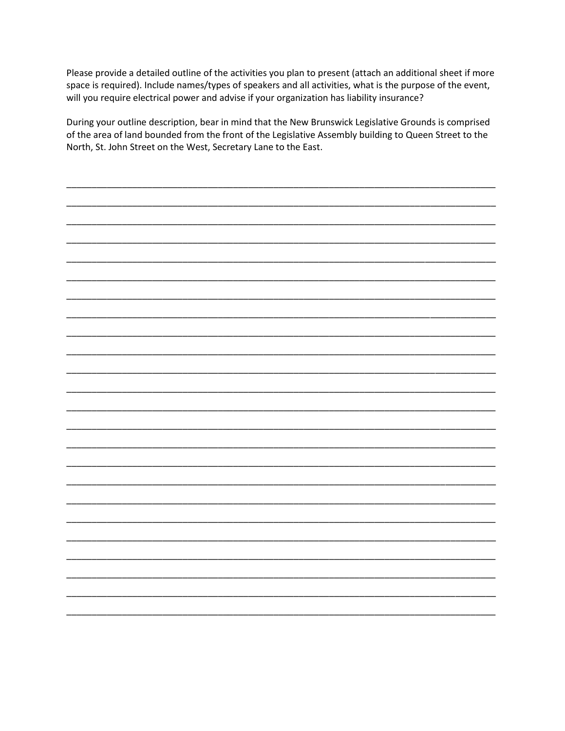Please provide a detailed outline of the activities you plan to present (attach an additional sheet if more space is required). Include names/types of speakers and all activities, what is the purpose of the event, will you require electrical power and advise if your organization has liability insurance?

During your outline description, bear in mind that the New Brunswick Legislative Grounds is comprised of the area of land bounded from the front of the Legislative Assembly building to Queen Street to the North, St. John Street on the West, Secretary Lane to the East.

\_\_\_\_\_\_\_\_\_\_\_\_\_\_\_\_\_\_\_\_\_\_\_\_\_\_\_\_\_\_\_\_\_\_\_\_\_\_\_\_\_\_\_\_\_\_\_\_\_\_\_\_\_\_\_\_\_\_\_\_\_\_\_\_\_\_\_\_\_\_\_\_\_\_\_\_\_\_

\_\_\_\_\_\_\_\_\_\_\_\_\_\_\_\_\_\_\_\_\_\_\_\_\_\_\_\_\_\_\_\_\_\_\_\_\_\_\_\_\_\_\_\_\_\_\_\_\_\_\_\_\_\_\_\_\_\_\_\_\_\_\_\_\_\_\_\_\_\_\_\_\_\_\_\_\_\_

\_\_\_\_\_\_\_\_\_\_\_\_\_\_\_\_\_\_\_\_\_\_\_\_\_\_\_\_\_\_\_\_\_\_\_\_\_\_\_\_\_\_\_\_\_\_\_\_\_\_\_\_\_\_\_\_\_\_\_\_\_\_\_\_\_\_\_\_\_\_\_\_\_\_\_\_\_\_

\_\_\_\_\_\_\_\_\_\_\_\_\_\_\_\_\_\_\_\_\_\_\_\_\_\_\_\_\_\_\_\_\_\_\_\_\_\_\_\_\_\_\_\_\_\_\_\_\_\_\_\_\_\_\_\_\_\_\_\_\_\_\_\_\_\_\_\_\_\_\_\_\_\_\_\_\_\_

\_\_\_\_\_\_\_\_\_\_\_\_\_\_\_\_\_\_\_\_\_\_\_\_\_\_\_\_\_\_\_\_\_\_\_\_\_\_\_\_\_\_\_\_\_\_\_\_\_\_\_\_\_\_\_\_\_\_\_\_\_\_\_\_\_\_\_\_\_\_\_\_\_\_\_\_\_\_

\_\_\_\_\_\_\_\_\_\_\_\_\_\_\_\_\_\_\_\_\_\_\_\_\_\_\_\_\_\_\_\_\_\_\_\_\_\_\_\_\_\_\_\_\_\_\_\_\_\_\_\_\_\_\_\_\_\_\_\_\_\_\_\_\_\_\_\_\_\_\_\_\_\_\_\_\_\_

\_\_\_\_\_\_\_\_\_\_\_\_\_\_\_\_\_\_\_\_\_\_\_\_\_\_\_\_\_\_\_\_\_\_\_\_\_\_\_\_\_\_\_\_\_\_\_\_\_\_\_\_\_\_\_\_\_\_\_\_\_\_\_\_\_\_\_\_\_\_\_\_\_\_\_\_\_\_

\_\_\_\_\_\_\_\_\_\_\_\_\_\_\_\_\_\_\_\_\_\_\_\_\_\_\_\_\_\_\_\_\_\_\_\_\_\_\_\_\_\_\_\_\_\_\_\_\_\_\_\_\_\_\_\_\_\_\_\_\_\_\_\_\_\_\_\_\_\_\_\_\_\_\_\_\_\_

\_\_\_\_\_\_\_\_\_\_\_\_\_\_\_\_\_\_\_\_\_\_\_\_\_\_\_\_\_\_\_\_\_\_\_\_\_\_\_\_\_\_\_\_\_\_\_\_\_\_\_\_\_\_\_\_\_\_\_\_\_\_\_\_\_\_\_\_\_\_\_\_\_\_\_\_\_\_

\_\_\_\_\_\_\_\_\_\_\_\_\_\_\_\_\_\_\_\_\_\_\_\_\_\_\_\_\_\_\_\_\_\_\_\_\_\_\_\_\_\_\_\_\_\_\_\_\_\_\_\_\_\_\_\_\_\_\_\_\_\_\_\_\_\_\_\_\_\_\_\_\_\_\_\_\_\_

\_\_\_\_\_\_\_\_\_\_\_\_\_\_\_\_\_\_\_\_\_\_\_\_\_\_\_\_\_\_\_\_\_\_\_\_\_\_\_\_\_\_\_\_\_\_\_\_\_\_\_\_\_\_\_\_\_\_\_\_\_\_\_\_\_\_\_\_\_\_\_\_\_\_\_\_\_\_

\_\_\_\_\_\_\_\_\_\_\_\_\_\_\_\_\_\_\_\_\_\_\_\_\_\_\_\_\_\_\_\_\_\_\_\_\_\_\_\_\_\_\_\_\_\_\_\_\_\_\_\_\_\_\_\_\_\_\_\_\_\_\_\_\_\_\_\_\_\_\_\_\_\_\_\_\_\_

\_\_\_\_\_\_\_\_\_\_\_\_\_\_\_\_\_\_\_\_\_\_\_\_\_\_\_\_\_\_\_\_\_\_\_\_\_\_\_\_\_\_\_\_\_\_\_\_\_\_\_\_\_\_\_\_\_\_\_\_\_\_\_\_\_\_\_\_\_\_\_\_\_\_\_\_\_\_

\_\_\_\_\_\_\_\_\_\_\_\_\_\_\_\_\_\_\_\_\_\_\_\_\_\_\_\_\_\_\_\_\_\_\_\_\_\_\_\_\_\_\_\_\_\_\_\_\_\_\_\_\_\_\_\_\_\_\_\_\_\_\_\_\_\_\_\_\_\_\_\_\_\_\_\_\_\_

\_\_\_\_\_\_\_\_\_\_\_\_\_\_\_\_\_\_\_\_\_\_\_\_\_\_\_\_\_\_\_\_\_\_\_\_\_\_\_\_\_\_\_\_\_\_\_\_\_\_\_\_\_\_\_\_\_\_\_\_\_\_\_\_\_\_\_\_\_\_\_\_\_\_\_\_\_\_

\_\_\_\_\_\_\_\_\_\_\_\_\_\_\_\_\_\_\_\_\_\_\_\_\_\_\_\_\_\_\_\_\_\_\_\_\_\_\_\_\_\_\_\_\_\_\_\_\_\_\_\_\_\_\_\_\_\_\_\_\_\_\_\_\_\_\_\_\_\_\_\_\_\_\_\_\_\_

\_\_\_\_\_\_\_\_\_\_\_\_\_\_\_\_\_\_\_\_\_\_\_\_\_\_\_\_\_\_\_\_\_\_\_\_\_\_\_\_\_\_\_\_\_\_\_\_\_\_\_\_\_\_\_\_\_\_\_\_\_\_\_\_\_\_\_\_\_\_\_\_\_\_\_\_\_\_

\_\_\_\_\_\_\_\_\_\_\_\_\_\_\_\_\_\_\_\_\_\_\_\_\_\_\_\_\_\_\_\_\_\_\_\_\_\_\_\_\_\_\_\_\_\_\_\_\_\_\_\_\_\_\_\_\_\_\_\_\_\_\_\_\_\_\_\_\_\_\_\_\_\_\_\_\_\_

\_\_\_\_\_\_\_\_\_\_\_\_\_\_\_\_\_\_\_\_\_\_\_\_\_\_\_\_\_\_\_\_\_\_\_\_\_\_\_\_\_\_\_\_\_\_\_\_\_\_\_\_\_\_\_\_\_\_\_\_\_\_\_\_\_\_\_\_\_\_\_\_\_\_\_\_\_\_

\_\_\_\_\_\_\_\_\_\_\_\_\_\_\_\_\_\_\_\_\_\_\_\_\_\_\_\_\_\_\_\_\_\_\_\_\_\_\_\_\_\_\_\_\_\_\_\_\_\_\_\_\_\_\_\_\_\_\_\_\_\_\_\_\_\_\_\_\_\_\_\_\_\_\_\_\_\_

\_\_\_\_\_\_\_\_\_\_\_\_\_\_\_\_\_\_\_\_\_\_\_\_\_\_\_\_\_\_\_\_\_\_\_\_\_\_\_\_\_\_\_\_\_\_\_\_\_\_\_\_\_\_\_\_\_\_\_\_\_\_\_\_\_\_\_\_\_\_\_\_\_\_\_\_\_\_

\_\_\_\_\_\_\_\_\_\_\_\_\_\_\_\_\_\_\_\_\_\_\_\_\_\_\_\_\_\_\_\_\_\_\_\_\_\_\_\_\_\_\_\_\_\_\_\_\_\_\_\_\_\_\_\_\_\_\_\_\_\_\_\_\_\_\_\_\_\_\_\_\_\_\_\_\_\_

\_\_\_\_\_\_\_\_\_\_\_\_\_\_\_\_\_\_\_\_\_\_\_\_\_\_\_\_\_\_\_\_\_\_\_\_\_\_\_\_\_\_\_\_\_\_\_\_\_\_\_\_\_\_\_\_\_\_\_\_\_\_\_\_\_\_\_\_\_\_\_\_\_\_\_\_\_\_

\_\_\_\_\_\_\_\_\_\_\_\_\_\_\_\_\_\_\_\_\_\_\_\_\_\_\_\_\_\_\_\_\_\_\_\_\_\_\_\_\_\_\_\_\_\_\_\_\_\_\_\_\_\_\_\_\_\_\_\_\_\_\_\_\_\_\_\_\_\_\_\_\_\_\_\_\_\_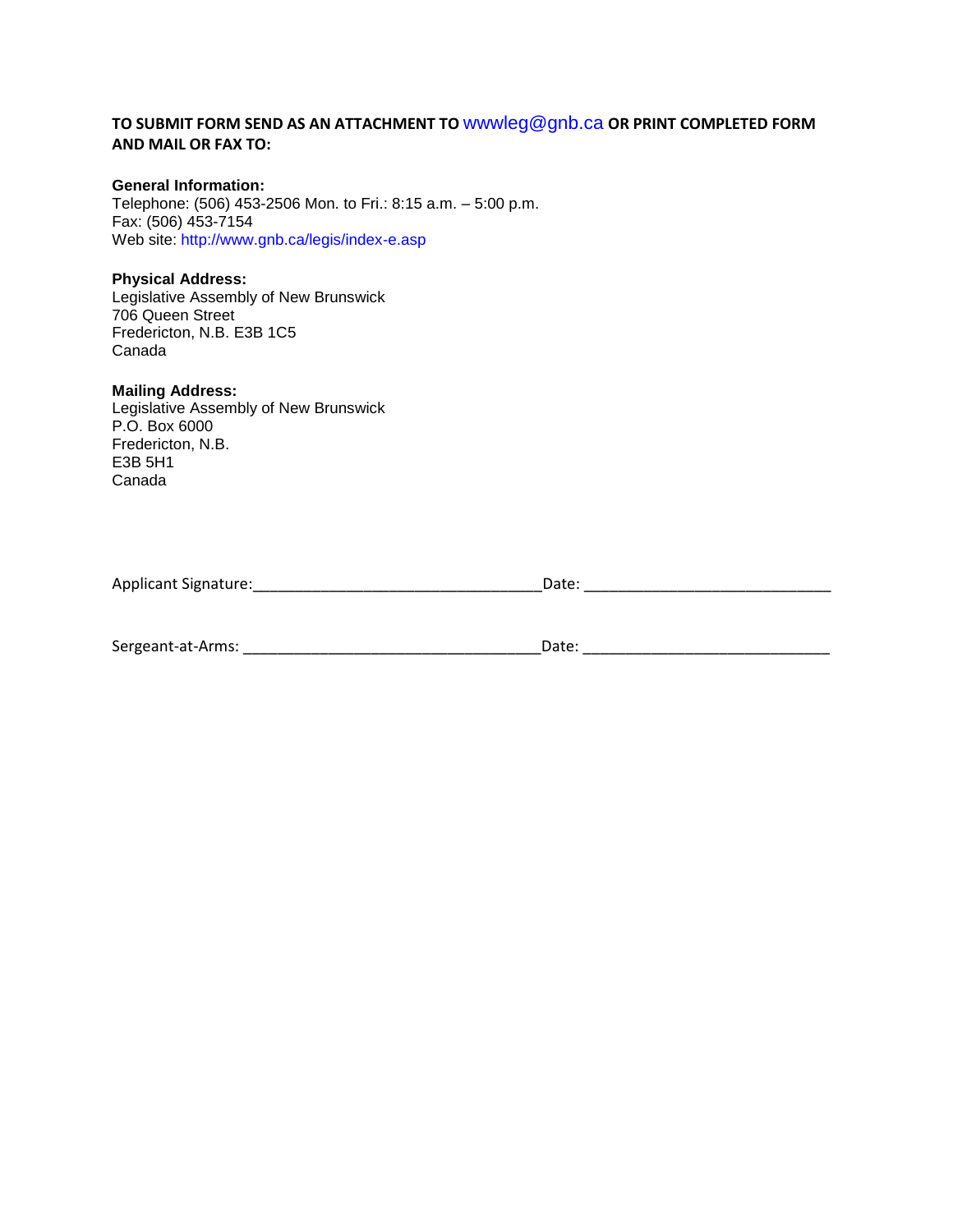**TO SUBMIT FORM SEND AS AN ATTACHMENT TO** wwwleg@gnb.ca **OR PRINT COMPLETED FORM AND MAIL OR FAX TO:**

**General Information:**
Telephone: (506) 453-2506 Mon. to Fri.: 8:15 a.m. – 5:00 p.m.
Fax: (506) 453-7154
Web site: http://www.gnb.ca/legis/index-e.asp

**Physical Address:**
Legislative Assembly of New Brunswick
706 Queen Street
Fredericton, N.B. E3B 1C5
Canada

**Mailing Address:**
Legislative Assembly of New Brunswick
P.O. Box 6000
Fredericton, N.B.
E3B 5H1
Canada

Applicant Signature:__________________________________Date: _____________________________

Sergeant-at-Arms: ___________________________________Date: _____________________________